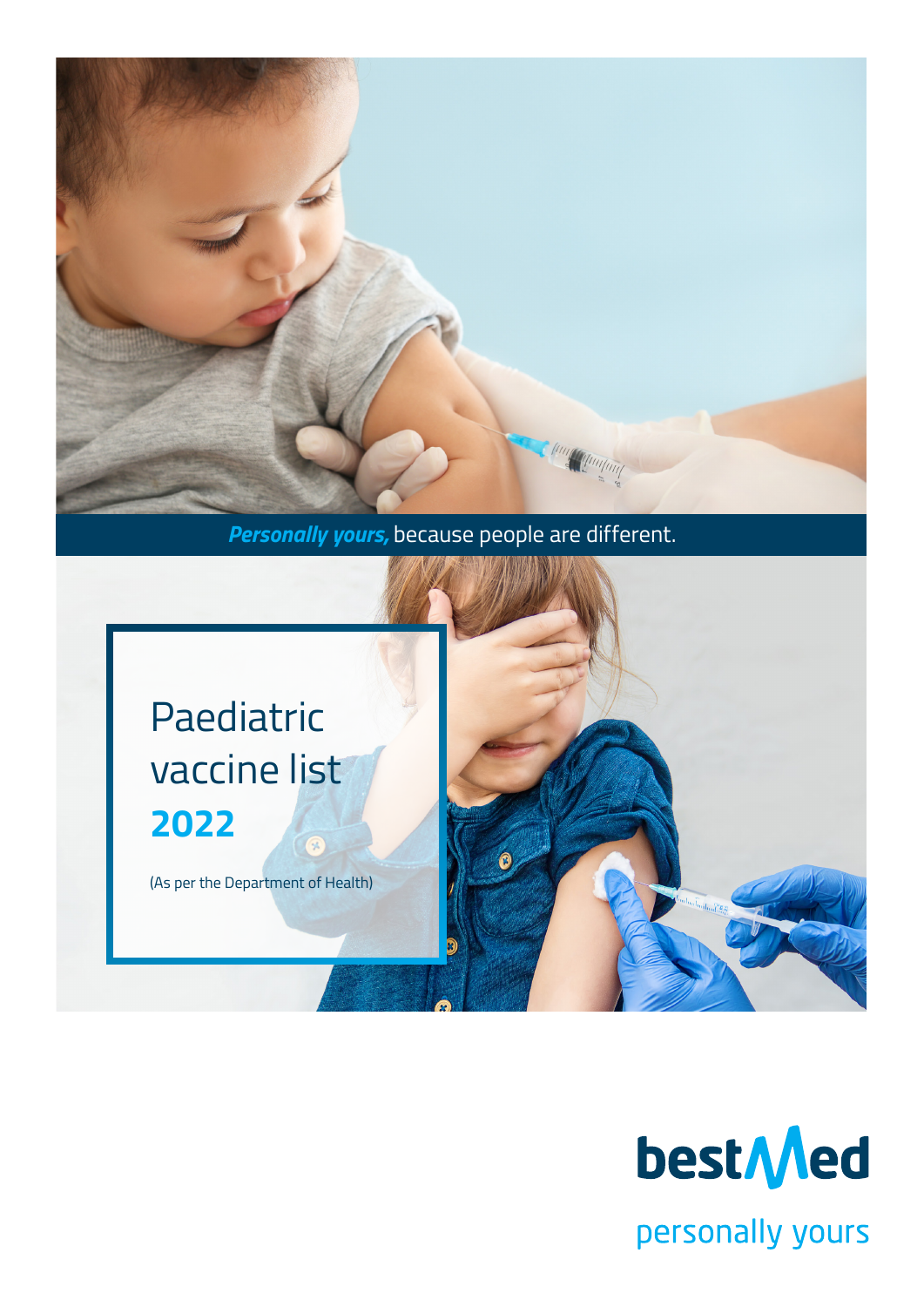***Personally yours,*** because people are different.

# Paediatric vaccine list **2022**

(As per the Department of Health)

bestMed

personally yours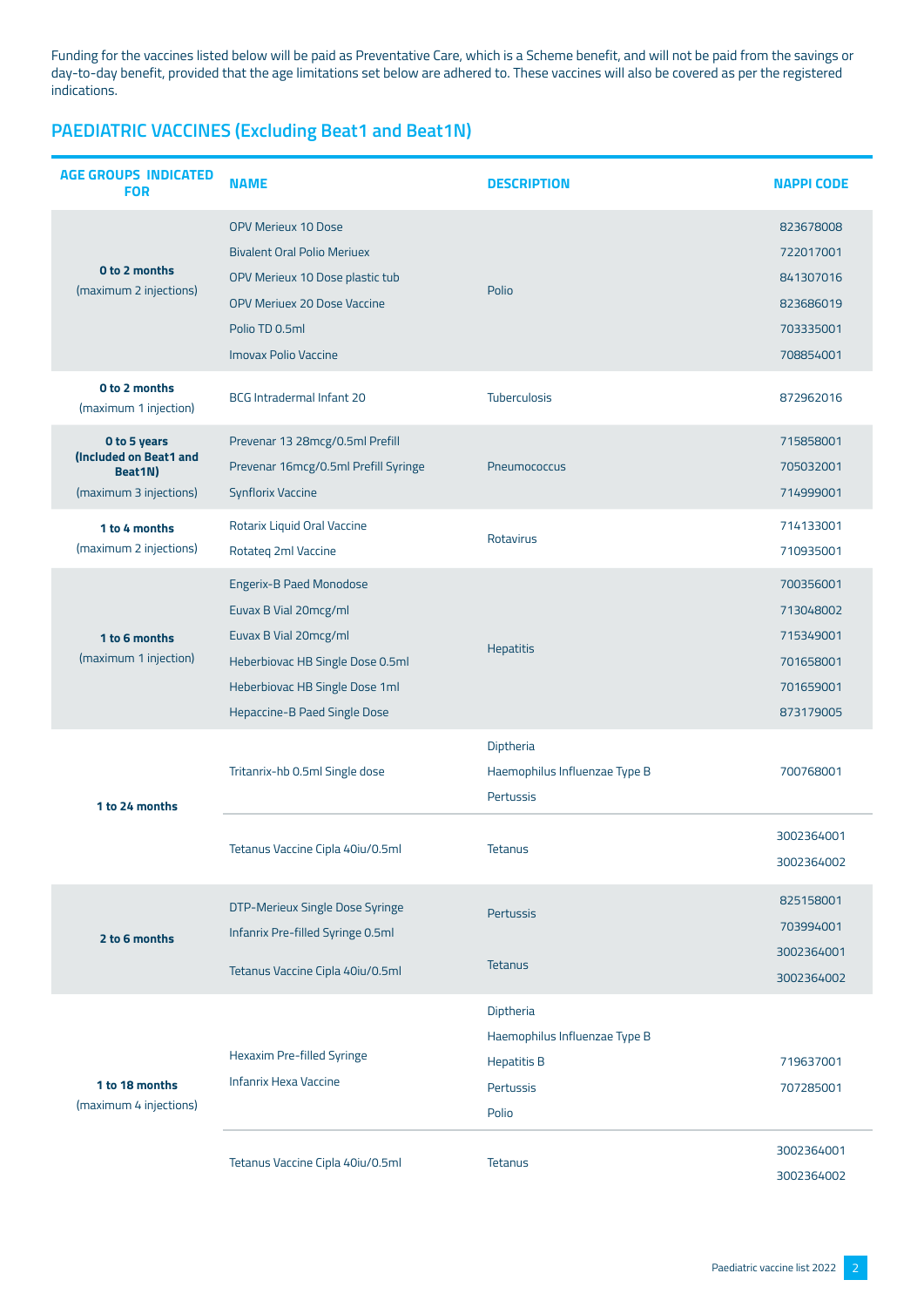Funding for the vaccines listed below will be paid as Preventative Care, which is a Scheme benefit, and will not be paid from the savings or day-to-day benefit, provided that the age limitations set below are adhered to. These vaccines will also be covered as per the registered indications.

## PAEDIATRIC VACCINES (Excluding Beat1 and Beat1N)

| AGE GROUPS INDICATED FOR | NAME | DESCRIPTION | NAPPI CODE |
|---|---|---|---|
| **0 to 2 months** (maximum 2 injections) | OPV Merieux 10 Dose<br>Bivalent Oral Polio Meriuex<br>OPV Merieux 10 Dose plastic tub<br>OPV Meriuex 20 Dose Vaccine<br>Polio TD 0.5ml<br>Imovax Polio Vaccine | Polio | 823678008<br>722017001<br>841307016<br>823686019<br>703335001<br>708854001 |
| **0 to 2 months** (maximum 1 injection) | BCG Intradermal Infant 20 | Tuberculosis | 872962016 |
| **0 to 5 years (Included on Beat1 and Beat1N)** (maximum 3 injections) | Prevenar 13 28mcg/0.5ml Prefill<br>Prevenar 16mcg/0.5ml Prefill Syringe<br>Synflorix Vaccine | Pneumococcus | 715858001<br>705032001<br>714999001 |
| **1 to 4 months** (maximum 2 injections) | Rotarix Liquid Oral Vaccine<br>Rotateq 2ml Vaccine | Rotavirus | 714133001<br>710935001 |
| **1 to 6 months** (maximum 1 injection) | Engerix-B Paed Monodose<br>Euvax B Vial 20mcg/ml<br>Euvax B Vial 20mcg/ml<br>Heberbiovac HB Single Dose 0.5ml<br>Heberbiovac HB Single Dose 1ml<br>Hepaccine-B Paed Single Dose | Hepatitis | 700356001<br>713048002<br>715349001<br>701658001<br>701659001<br>873179005 |
| **1 to 24 months** | Tritanrix-hb 0.5ml Single dose | Diptheria<br>Haemophilus Influenzae Type B<br>Pertussis | 700768001 |
| | Tetanus Vaccine Cipla 40iu/0.5ml | Tetanus | 3002364001<br>3002364002 |
| **2 to 6 months** | DTP-Merieux Single Dose Syringe<br>Infanrix Pre-filled Syringe 0.5ml | Pertussis | 825158001<br>703994001 |
| | Tetanus Vaccine Cipla 40iu/0.5ml | Tetanus | 3002364001<br>3002364002 |
| **1 to 18 months** (maximum 4 injections) | Hexaxim Pre-filled Syringe<br>Infanrix Hexa Vaccine | Diptheria<br>Haemophilus Influenzae Type B<br>Hepatitis B<br>Pertussis<br>Polio | 719637001<br>707285001 |
| | Tetanus Vaccine Cipla 40iu/0.5ml | Tetanus | 3002364001<br>3002364002 |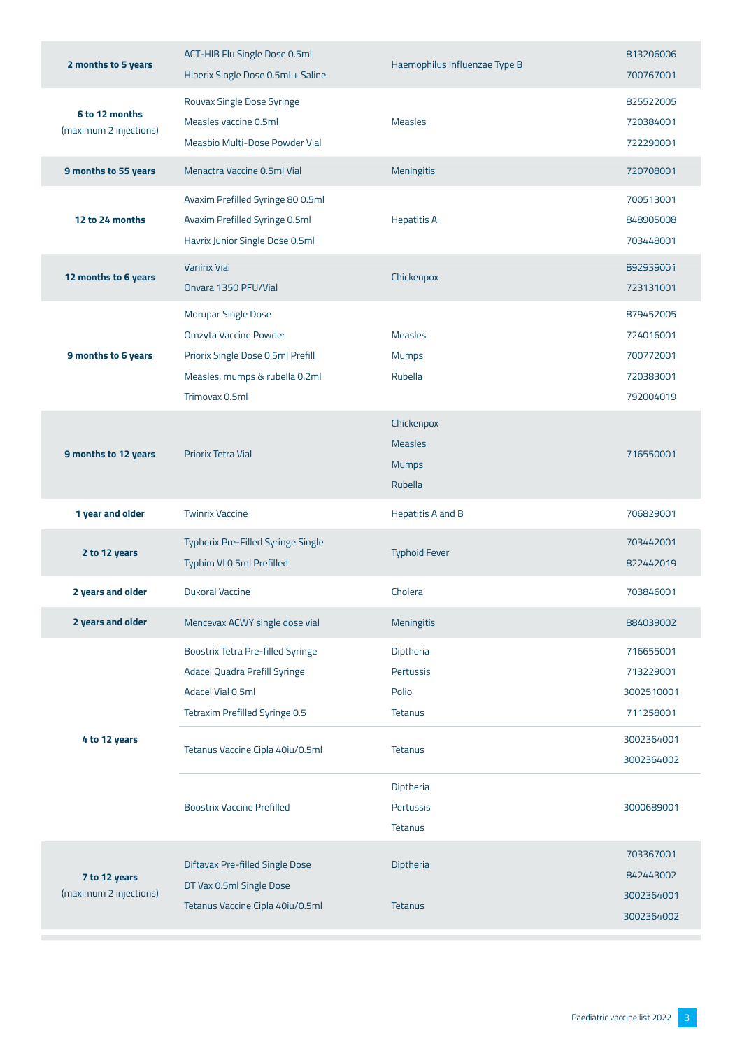| | | | |
|---|---|---|---|
| **2 months to 5 years** | ACT-HIB Flu Single Dose 0.5ml<br>Hiberix Single Dose 0.5ml + Saline | Haemophilus Influenzae Type B | 813206006<br>700767001 |
| **6 to 12 months**<br>(maximum 2 injections) | Rouvax Single Dose Syringe<br>Measles vaccine 0.5ml<br>Measbio Multi-Dose Powder Vial | Measles | 825522005<br>720384001<br>722290001 |
| **9 months to 55 years** | Menactra Vaccine 0.5ml Vial | Meningitis | 720708001 |
| **12 to 24 months** | Avaxim Prefilled Syringe 80 0.5ml<br>Avaxim Prefilled Syringe 0.5ml<br>Havrix Junior Single Dose 0.5ml | Hepatitis A | 700513001<br>848905008<br>703448001 |
| **12 months to 6 years** | Variirix Vial<br>Onvara 1350 PFU/Vial | Chickenpox | 892939001<br>723131001 |
| **9 months to 6 years** | Morupar Single Dose<br>Omzyta Vaccine Powder<br>Priorix Single Dose 0.5ml Prefill<br>Measles, mumps & rubella 0.2ml<br>Trimovax 0.5ml | Measles<br>Mumps<br>Rubella | 879452005<br>724016001<br>700772001<br>720383001<br>792004019 |
| **9 months to 12 years** | Priorix Tetra Vial | Chickenpox<br>Measles<br>Mumps<br>Rubella | 716550001 |
| **1 year and older** | Twinrix Vaccine | Hepatitis A and B | 706829001 |
| **2 to 12 years** | Typherix Pre-Filled Syringe Single<br>Typhim VI 0.5ml Prefilled | Typhoid Fever | 703442001<br>822442019 |
| **2 years and older** | Dukoral Vaccine | Cholera | 703846001 |
| **2 years and older** | Mencevax ACWY single dose vial | Meningitis | 884039002 |
| **4 to 12 years** | Boostrix Tetra Pre-filled Syringe<br>Adacel Quadra Prefill Syringe<br>Adacel Vial 0.5ml<br>Tetraxim Prefilled Syringe 0.5 | Diptheria<br>Pertussis<br>Polio<br>Tetanus | 716655001<br>713229001<br>3002510001<br>711258001 |
| | Tetanus Vaccine Cipla 40iu/0.5ml | Tetanus | 3002364001<br>3002364002 |
| | Boostrix Vaccine Prefilled | Diptheria<br>Pertussis<br>Tetanus | 3000689001 |
| **7 to 12 years**<br>(maximum 2 injections) | Diftavax Pre-filled Single Dose<br>DT Vax 0.5ml Single Dose<br>Tetanus Vaccine Cipla 40iu/0.5ml | Diptheria<br><br>Tetanus | 703367001<br>842443002<br>3002364001<br>3002364002 |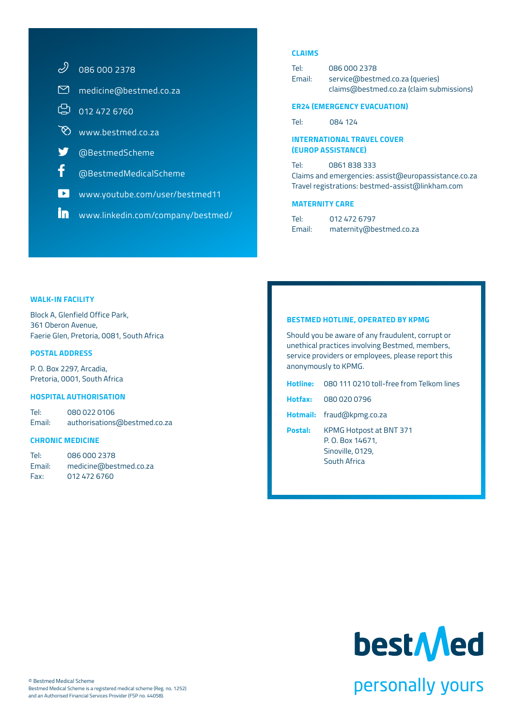086 000 2378

medicine@bestmed.co.za

012 472 6760

www.bestmed.co.za

@BestmedScheme

@BestmedMedicalScheme

www.youtube.com/user/bestmed11

www.linkedin.com/company/bestmed/

### CLAIMS

Tel: 086 000 2378
Email: service@bestmed.co.za (queries)
claims@bestmed.co.za (claim submissions)

### ER24 (EMERGENCY EVACUATION)

Tel: 084 124

### INTERNATIONAL TRAVEL COVER (EUROP ASSISTANCE)

Tel: 0861 838 333
Claims and emergencies: assist@europassistance.co.za
Travel registrations: bestmed-assist@linkham.com

### MATERNITY CARE

Tel: 012 472 6797
Email: maternity@bestmed.co.za

### WALK-IN FACILITY

Block A, Glenfield Office Park,
361 Oberon Avenue,
Faerie Glen, Pretoria, 0081, South Africa

### POSTAL ADDRESS

P. O. Box 2297, Arcadia,
Pretoria, 0001, South Africa

### HOSPITAL AUTHORISATION

Tel: 080 022 0106
Email: authorisations@bestmed.co.za

### CHRONIC MEDICINE

Tel: 086 000 2378
Email: medicine@bestmed.co.za
Fax: 012 472 6760

### BESTMED HOTLINE, OPERATED BY KPMG

Should you be aware of any fraudulent, corrupt or unethical practices involving Bestmed, members, service providers or employees, please report this anonymously to KPMG.

**Hotline:** 080 111 0210 toll-free from Telkom lines

**Hotfax:** 080 020 0796

**Hotmail:** fraud@kpmg.co.za

**Postal:** KPMG Hotpost at BNT 371
P. O. Box 14671,
Sinoville, 0129,
South Africa

bestmed
personally yours

© Bestmed Medical Scheme
Bestmed Medical Scheme is a registered medical scheme (Reg. no. 1252) and an Authorised Financial Services Provider (FSP no. 44058).